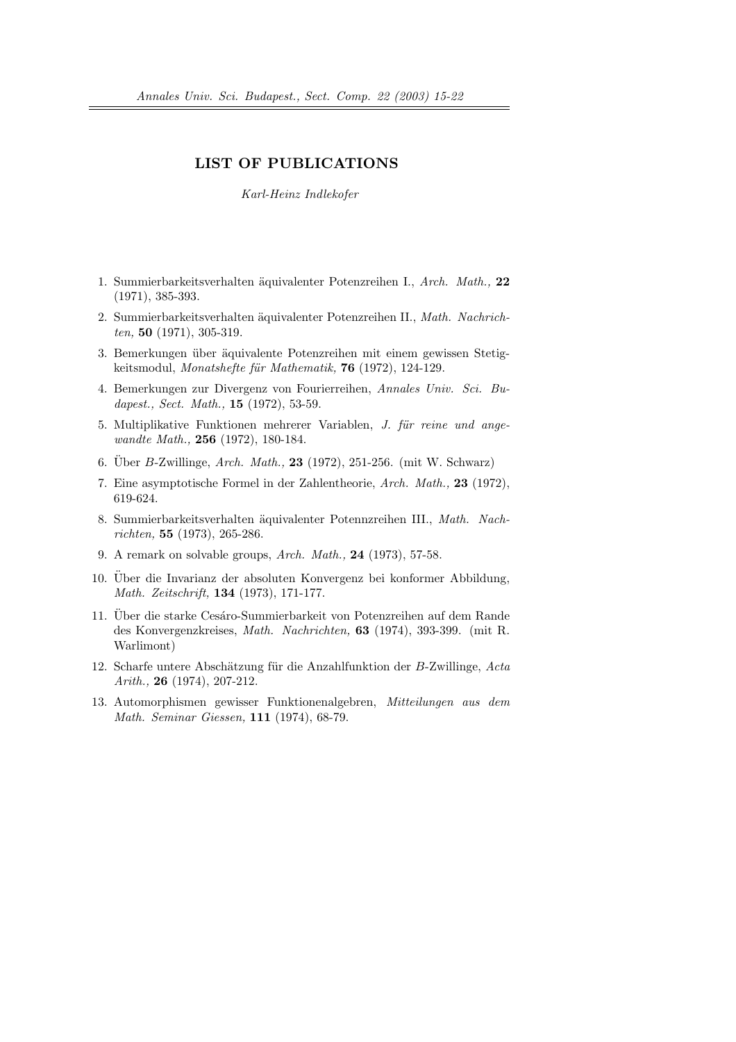# LIST OF PUBLICATIONS

*Karl-Heinz Indlekofer*

1. Summierbarkeitsverhalten äquivalenter Potenzreihen I., *Arch. Math.,* **22** (1971), 385-393.
2. Summierbarkeitsverhalten äquivalenter Potenzreihen II., *Math. Nachrichten,* **50** (1971), 305-319.
3. Bemerkungen über äquivalente Potenzreihen mit einem gewissen Stetigkeitsmodul, *Monatshefte für Mathematik,* **76** (1972), 124-129.
4. Bemerkungen zur Divergenz von Fourierreihen, *Annales Univ. Sci. Budapest., Sect. Math.,* **15** (1972), 53-59.
5. Multiplikative Funktionen mehrerer Variablen, *J. für reine und angewandte Math.,* **256** (1972), 180-184.
6. Über *B*-Zwillinge, *Arch. Math.,* **23** (1972), 251-256. (mit W. Schwarz)
7. Eine asymptotische Formel in der Zahlentheorie, *Arch. Math.,* **23** (1972), 619-624.
8. Summierbarkeitsverhalten äquivalenter Potennzreihen III., *Math. Nachrichten,* **55** (1973), 265-286.
9. A remark on solvable groups, *Arch. Math.,* **24** (1973), 57-58.
10. Über die Invarianz der absoluten Konvergenz bei konformer Abbildung, *Math. Zeitschrift,* **134** (1973), 171-177.
11. Über die starke Cesáro-Summierbarkeit von Potenzreihen auf dem Rande des Konvergenzkreises, *Math. Nachrichten,* **63** (1974), 393-399. (mit R. Warlimont)
12. Scharfe untere Abschätzung für die Anzahlfunktion der *B*-Zwillinge, *Acta Arith.,* **26** (1974), 207-212.
13. Automorphismen gewisser Funktionenalgebren, *Mitteilungen aus dem Math. Seminar Giessen,* **111** (1974), 68-79.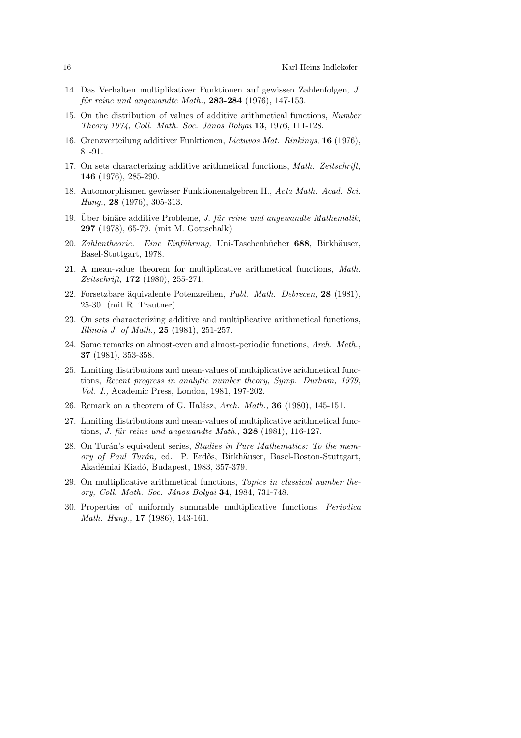14. Das Verhalten multiplikativer Funktionen auf gewissen Zahlenfolgen, *J. für reine und angewandte Math.,* **283-284** (1976), 147-153.

15. On the distribution of values of additive arithmetical functions, *Number Theory 1974, Coll. Math. Soc. János Bolyai* **13**, 1976, 111-128.

16. Grenzverteilung additiver Funktionen, *Lietuvos Mat. Rinkinys,* **16** (1976), 81-91.

17. On sets characterizing additive arithmetical functions, *Math. Zeitschrift,* **146** (1976), 285-290.

18. Automorphismen gewisser Funktionenalgebren II., *Acta Math. Acad. Sci. Hung.,* **28** (1976), 305-313.

19. Über binäre additive Probleme, *J. für reine und angewandte Mathematik,* **297** (1978), 65-79. (mit M. Gottschalk)

20. *Zahlentheorie. Eine Einführung,* Uni-Taschenbücher **688**, Birkhäuser, Basel-Stuttgart, 1978.

21. A mean-value theorem for multiplicative arithmetical functions, *Math. Zeitschrift,* **172** (1980), 255-271.

22. Forsetzbare äquivalente Potenzreihen, *Publ. Math. Debrecen,* **28** (1981), 25-30. (mit R. Trautner)

23. On sets characterizing additive and multiplicative arithmetical functions, *Illinois J. of Math.,* **25** (1981), 251-257.

24. Some remarks on almost-even and almost-periodic functions, *Arch. Math.,* **37** (1981), 353-358.

25. Limiting distributions and mean-values of multiplicative arithmetical functions, *Recent progress in analytic number theory, Symp. Durham, 1979, Vol. I.,* Academic Press, London, 1981, 197-202.

26. Remark on a theorem of G. Halász, *Arch. Math.,* **36** (1980), 145-151.

27. Limiting distributions and mean-values of multiplicative arithmetical functions, *J. für reine und angewandte Math.,* **328** (1981), 116-127.

28. On Turán's equivalent series, *Studies in Pure Mathematics: To the memory of Paul Turán,* ed. P. Erdős, Birkhäuser, Basel-Boston-Stuttgart, Akadémiai Kiadó, Budapest, 1983, 357-379.

29. On multiplicative arithmetical functions, *Topics in classical number theory, Coll. Math. Soc. János Bolyai* **34**, 1984, 731-748.

30. Properties of uniformly summable multiplicative functions, *Periodica Math. Hung.,* **17** (1986), 143-161.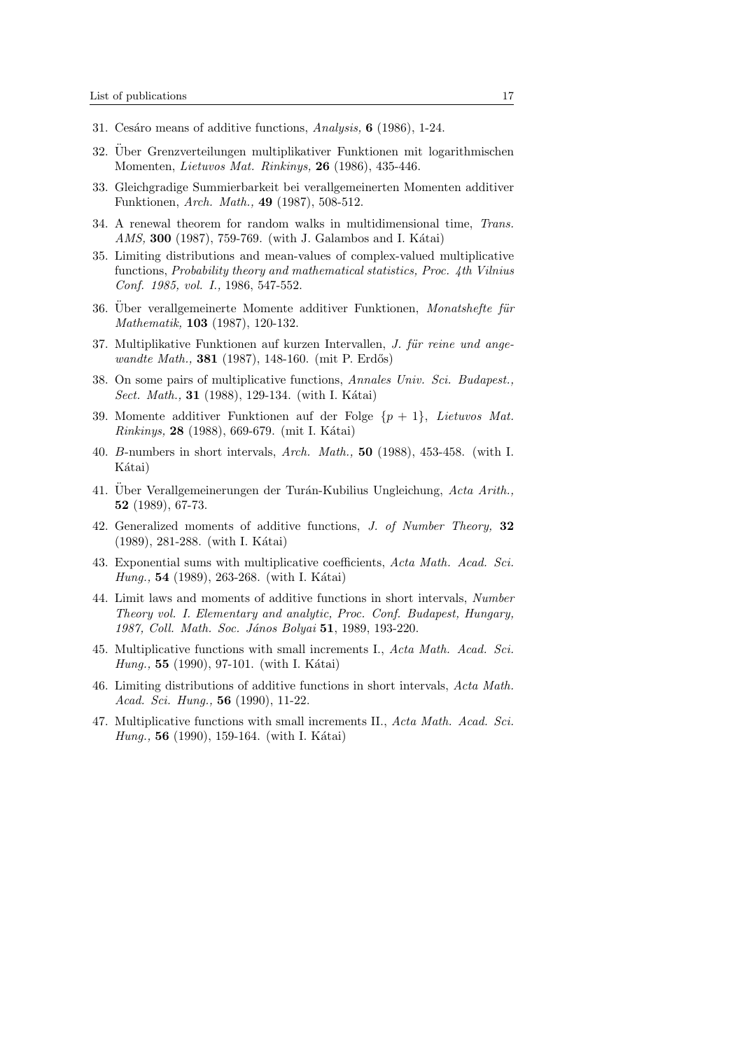31. Cesáro means of additive functions, *Analysis,* **6** (1986), 1-24.

32. Über Grenzverteilungen multiplikativer Funktionen mit logarithmischen Momenten, *Lietuvos Mat. Rinkinys,* **26** (1986), 435-446.

33. Gleichgradige Summierbarkeit bei verallgemeinerten Momenten additiver Funktionen, *Arch. Math.,* **49** (1987), 508-512.

34. A renewal theorem for random walks in multidimensional time, *Trans. AMS,* **300** (1987), 759-769. (with J. Galambos and I. Kátai)

35. Limiting distributions and mean-values of complex-valued multiplicative functions, *Probability theory and mathematical statistics, Proc. 4th Vilnius Conf. 1985, vol. I.,* 1986, 547-552.

36. Über verallgemeinerte Momente additiver Funktionen, *Monatshefte für Mathematik,* **103** (1987), 120-132.

37. Multiplikative Funktionen auf kurzen Intervallen, *J. für reine und angewandte Math.,* **381** (1987), 148-160. (mit P. Erdős)

38. On some pairs of multiplicative functions, *Annales Univ. Sci. Budapest., Sect. Math.,* **31** (1988), 129-134. (with I. Kátai)

39. Momente additiver Funktionen auf der Folge $\{p+1\}$, *Lietuvos Mat. Rinkinys,* **28** (1988), 669-679. (mit I. Kátai)

40. $B$-numbers in short intervals, *Arch. Math.,* **50** (1988), 453-458. (with I. Kátai)

41. Über Verallgemeinerungen der Turán-Kubilius Ungleichung, *Acta Arith.,* **52** (1989), 67-73.

42. Generalized moments of additive functions, *J. of Number Theory,* **32** (1989), 281-288. (with I. Kátai)

43. Exponential sums with multiplicative coefficients, *Acta Math. Acad. Sci. Hung.,* **54** (1989), 263-268. (with I. Kátai)

44. Limit laws and moments of additive functions in short intervals, *Number Theory vol. I. Elementary and analytic, Proc. Conf. Budapest, Hungary, 1987, Coll. Math. Soc. János Bolyai* **51**, 1989, 193-220.

45. Multiplicative functions with small increments I., *Acta Math. Acad. Sci. Hung.,* **55** (1990), 97-101. (with I. Kátai)

46. Limiting distributions of additive functions in short intervals, *Acta Math. Acad. Sci. Hung.,* **56** (1990), 11-22.

47. Multiplicative functions with small increments II., *Acta Math. Acad. Sci. Hung.,* **56** (1990), 159-164. (with I. Kátai)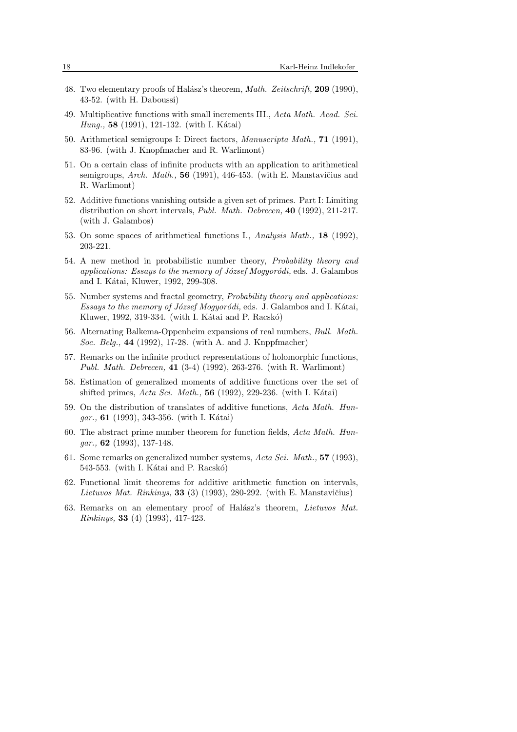48. Two elementary proofs of Halász's theorem, *Math. Zeitschrift,* **209** (1990), 43-52. (with H. Daboussi)

49. Multiplicative functions with small increments III., *Acta Math. Acad. Sci. Hung.,* **58** (1991), 121-132. (with I. Kátai)

50. Arithmetical semigroups I: Direct factors, *Manuscripta Math.,* **71** (1991), 83-96. (with J. Knopfmacher and R. Warlimont)

51. On a certain class of infinite products with an application to arithmetical semigroups, *Arch. Math.,* **56** (1991), 446-453. (with E. Manstavičius and R. Warlimont)

52. Additive functions vanishing outside a given set of primes. Part I: Limiting distribution on short intervals, *Publ. Math. Debrecen,* **40** (1992), 211-217. (with J. Galambos)

53. On some spaces of arithmetical functions I., *Analysis Math.,* **18** (1992), 203-221.

54. A new method in probabilistic number theory, *Probability theory and applications: Essays to the memory of József Mogyoródi,* eds. J. Galambos and I. Kátai, Kluwer, 1992, 299-308.

55. Number systems and fractal geometry, *Probability theory and applications: Essays to the memory of József Mogyoródi,* eds. J. Galambos and I. Kátai, Kluwer, 1992, 319-334. (with I. Kátai and P. Racskó)

56. Alternating Balkema-Oppenheim expansions of real numbers, *Bull. Math. Soc. Belg.,* **44** (1992), 17-28. (with A. and J. Knppfmacher)

57. Remarks on the infinite product representations of holomorphic functions, *Publ. Math. Debrecen,* **41** (3-4) (1992), 263-276. (with R. Warlimont)

58. Estimation of generalized moments of additive functions over the set of shifted primes, *Acta Sci. Math.,* **56** (1992), 229-236. (with I. Kátai)

59. On the distribution of translates of additive functions, *Acta Math. Hungar.,* **61** (1993), 343-356. (with I. Kátai)

60. The abstract prime number theorem for function fields, *Acta Math. Hungar.,* **62** (1993), 137-148.

61. Some remarks on generalized number systems, *Acta Sci. Math.,* **57** (1993), 543-553. (with I. Kátai and P. Racskó)

62. Functional limit theorems for additive arithmetic function on intervals, *Lietuvos Mat. Rinkinys,* **33** (3) (1993), 280-292. (with E. Manstavičius)

63. Remarks on an elementary proof of Halász's theorem, *Lietuvos Mat. Rinkinys,* **33** (4) (1993), 417-423.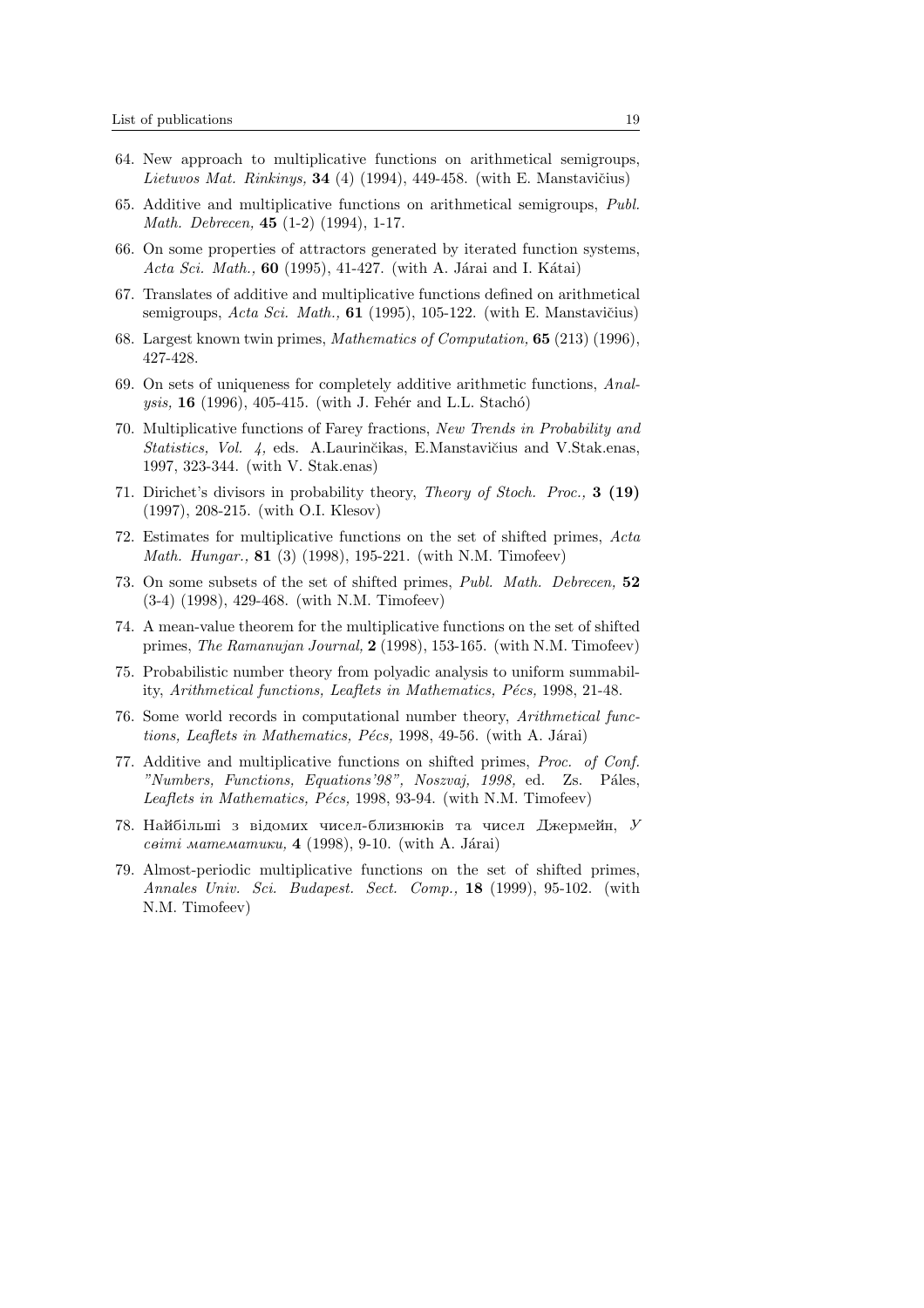64. New approach to multiplicative functions on arithmetical semigroups, *Lietuvos Mat. Rinkinys,* **34** (4) (1994), 449-458. (with E. Manstavičius)

65. Additive and multiplicative functions on arithmetical semigroups, *Publ. Math. Debrecen,* **45** (1-2) (1994), 1-17.

66. On some properties of attractors generated by iterated function systems, *Acta Sci. Math.,* **60** (1995), 41-427. (with A. Járai and I. Kátai)

67. Translates of additive and multiplicative functions defined on arithmetical semigroups, *Acta Sci. Math.,* **61** (1995), 105-122. (with E. Manstavičius)

68. Largest known twin primes, *Mathematics of Computation,* **65** (213) (1996), 427-428.

69. On sets of uniqueness for completely additive arithmetic functions, *Analysis,* **16** (1996), 405-415. (with J. Fehér and L.L. Stachó)

70. Multiplicative functions of Farey fractions, *New Trends in Probability and Statistics, Vol. 4,* eds. A.Laurinčikas, E.Manstavičius and V.Stak.enas, 1997, 323-344. (with V. Stak.enas)

71. Dirichet's divisors in probability theory, *Theory of Stoch. Proc.,* **3 (19)** (1997), 208-215. (with O.I. Klesov)

72. Estimates for multiplicative functions on the set of shifted primes, *Acta Math. Hungar.,* **81** (3) (1998), 195-221. (with N.M. Timofeev)

73. On some subsets of the set of shifted primes, *Publ. Math. Debrecen,* **52** (3-4) (1998), 429-468. (with N.M. Timofeev)

74. A mean-value theorem for the multiplicative functions on the set of shifted primes, *The Ramanujan Journal,* **2** (1998), 153-165. (with N.M. Timofeev)

75. Probabilistic number theory from polyadic analysis to uniform summability, *Arithmetical functions, Leaflets in Mathematics, Pécs,* 1998, 21-48.

76. Some world records in computational number theory, *Arithmetical functions, Leaflets in Mathematics, Pécs,* 1998, 49-56. (with A. Járai)

77. Additive and multiplicative functions on shifted primes, *Proc. of Conf. "Numbers, Functions, Equations'98", Noszvaj, 1998,* ed. Zs. Páles, *Leaflets in Mathematics, Pécs,* 1998, 93-94. (with N.M. Timofeev)

78. Найбільші з відомих чисел-близнюків та чисел Джермейн, *У світі математики,* **4** (1998), 9-10. (with A. Járai)

79. Almost-periodic multiplicative functions on the set of shifted primes, *Annales Univ. Sci. Budapest. Sect. Comp.,* **18** (1999), 95-102. (with N.M. Timofeev)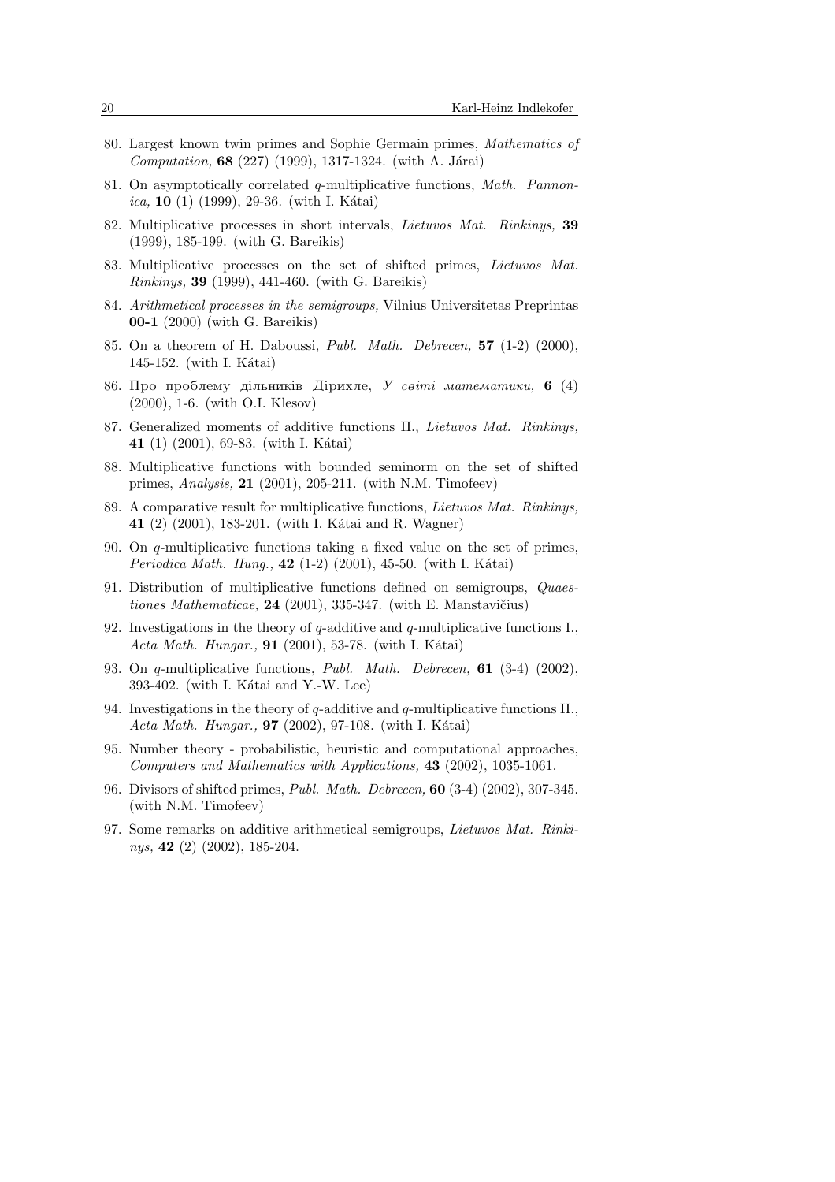80. Largest known twin primes and Sophie Germain primes, *Mathematics of Computation,* **68** (227) (1999), 1317-1324. (with A. Járai)

81. On asymptotically correlated $q$-multiplicative functions, *Math. Pannonica,* **10** (1) (1999), 29-36. (with I. Kátai)

82. Multiplicative processes in short intervals, *Lietuvos Mat. Rinkinys,* **39** (1999), 185-199. (with G. Bareikis)

83. Multiplicative processes on the set of shifted primes, *Lietuvos Mat. Rinkinys,* **39** (1999), 441-460. (with G. Bareikis)

84. *Arithmetical processes in the semigroups,* Vilnius Universitetas Preprintas **00-1** (2000) (with G. Bareikis)

85. On a theorem of H. Daboussi, *Publ. Math. Debrecen,* **57** (1-2) (2000), 145-152. (with I. Kátai)

86. Про проблему дільників Діріхле, *У світі математики,* **6** (4) (2000), 1-6. (with O.I. Klesov)

87. Generalized moments of additive functions II., *Lietuvos Mat. Rinkinys,* **41** (1) (2001), 69-83. (with I. Kátai)

88. Multiplicative functions with bounded seminorm on the set of shifted primes, *Analysis,* **21** (2001), 205-211. (with N.M. Timofeev)

89. A comparative result for multiplicative functions, *Lietuvos Mat. Rinkinys,* **41** (2) (2001), 183-201. (with I. Kátai and R. Wagner)

90. On $q$-multiplicative functions taking a fixed value on the set of primes, *Periodica Math. Hung.,* **42** (1-2) (2001), 45-50. (with I. Kátai)

91. Distribution of multiplicative functions defined on semigroups, *Quaestiones Mathematicae,* **24** (2001), 335-347. (with E. Manstavičius)

92. Investigations in the theory of $q$-additive and $q$-multiplicative functions I., *Acta Math. Hungar.,* **91** (2001), 53-78. (with I. Kátai)

93. On $q$-multiplicative functions, *Publ. Math. Debrecen,* **61** (3-4) (2002), 393-402. (with I. Kátai and Y.-W. Lee)

94. Investigations in the theory of $q$-additive and $q$-multiplicative functions II., *Acta Math. Hungar.,* **97** (2002), 97-108. (with I. Kátai)

95. Number theory - probabilistic, heuristic and computational approaches, *Computers and Mathematics with Applications,* **43** (2002), 1035-1061.

96. Divisors of shifted primes, *Publ. Math. Debrecen,* **60** (3-4) (2002), 307-345. (with N.M. Timofeev)

97. Some remarks on additive arithmetical semigroups, *Lietuvos Mat. Rinkinys,* **42** (2) (2002), 185-204.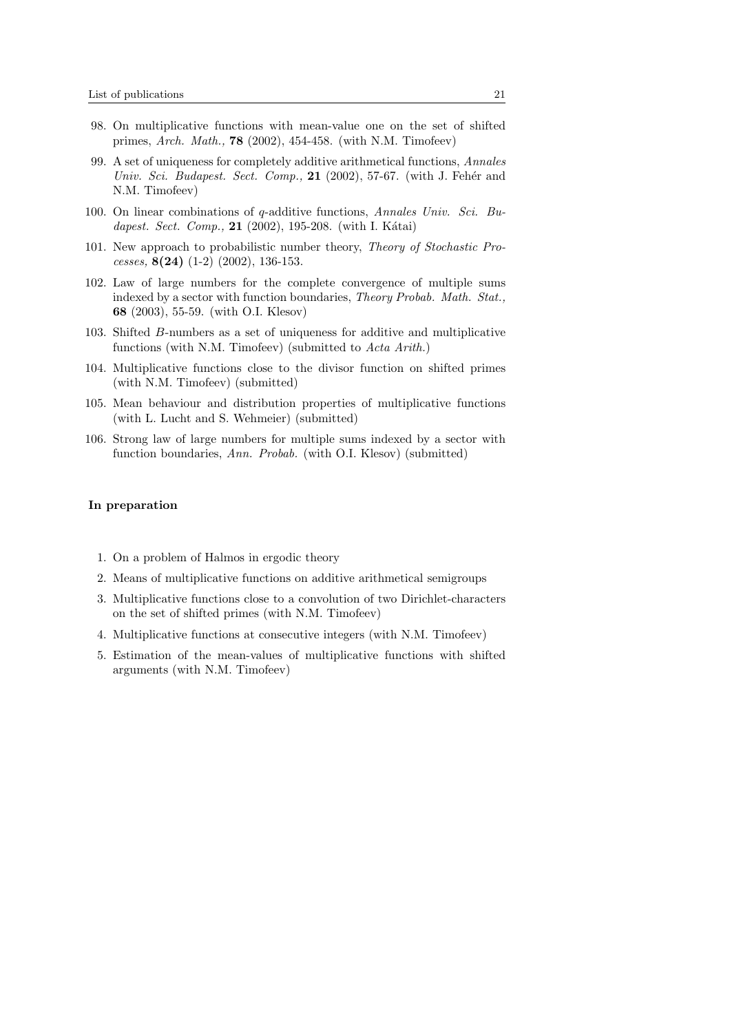98. On multiplicative functions with mean-value one on the set of shifted primes, *Arch. Math.,* **78** (2002), 454-458. (with N.M. Timofeev)

99. A set of uniqueness for completely additive arithmetical functions, *Annales Univ. Sci. Budapest. Sect. Comp.,* **21** (2002), 57-67. (with J. Fehér and N.M. Timofeev)

100. On linear combinations of $q$-additive functions, *Annales Univ. Sci. Budapest. Sect. Comp.,* **21** (2002), 195-208. (with I. Kátai)

101. New approach to probabilistic number theory, *Theory of Stochastic Processes,* **8(24)** (1-2) (2002), 136-153.

102. Law of large numbers for the complete convergence of multiple sums indexed by a sector with function boundaries, *Theory Probab. Math. Stat.,* **68** (2003), 55-59. (with O.I. Klesov)

103. Shifted $B$-numbers as a set of uniqueness for additive and multiplicative functions (with N.M. Timofeev) (submitted to *Acta Arith.*)

104. Multiplicative functions close to the divisor function on shifted primes (with N.M. Timofeev) (submitted)

105. Mean behaviour and distribution properties of multiplicative functions (with L. Lucht and S. Wehmeier) (submitted)

106. Strong law of large numbers for multiple sums indexed by a sector with function boundaries, *Ann. Probab.* (with O.I. Klesov) (submitted)

**In preparation**

1. On a problem of Halmos in ergodic theory
2. Means of multiplicative functions on additive arithmetical semigroups
3. Multiplicative functions close to a convolution of two Dirichlet-characters on the set of shifted primes (with N.M. Timofeev)
4. Multiplicative functions at consecutive integers (with N.M. Timofeev)
5. Estimation of the mean-values of multiplicative functions with shifted arguments (with N.M. Timofeev)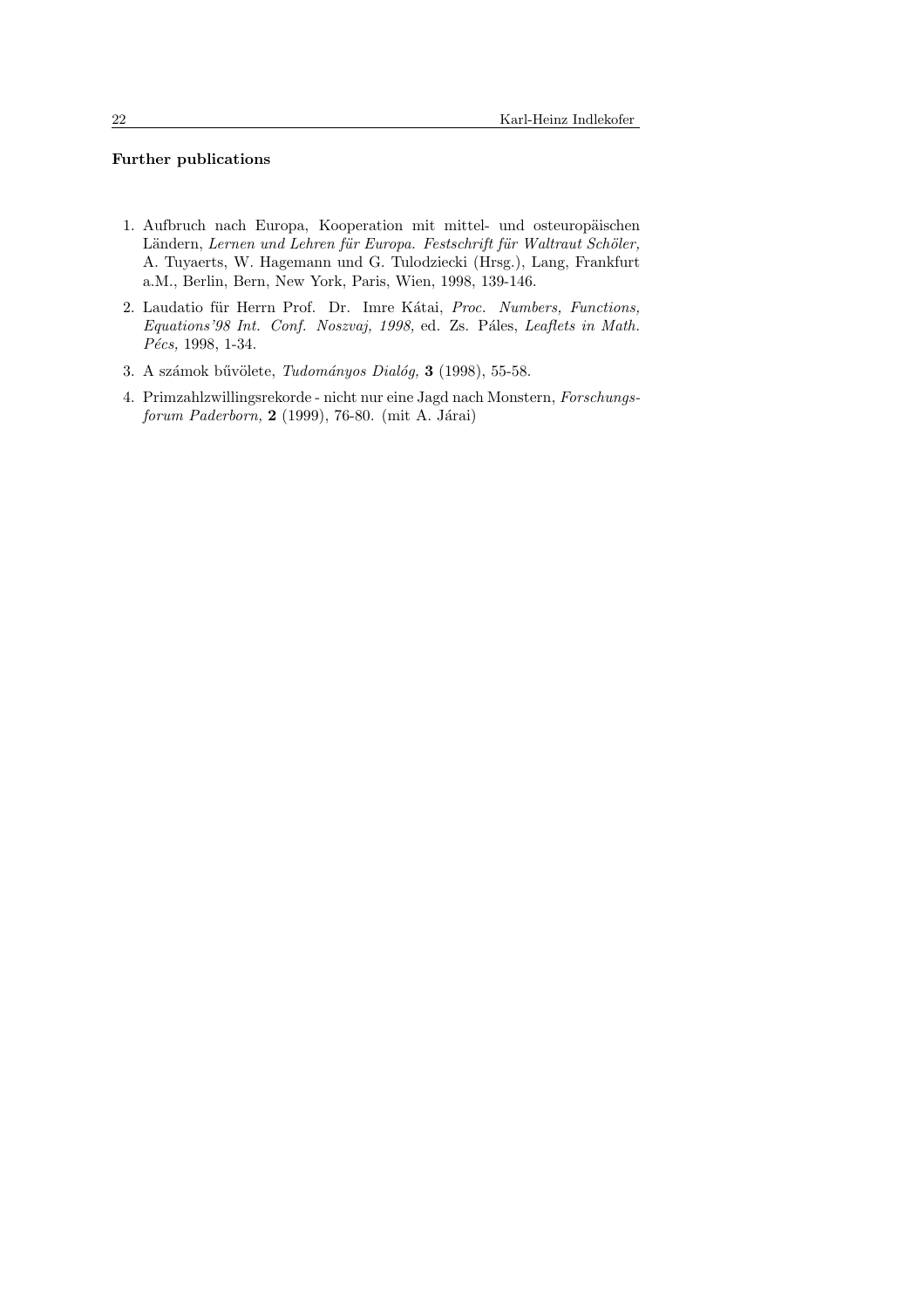**Further publications**

1. Aufbruch nach Europa, Kooperation mit mittel- und osteuropäischen Ländern, *Lernen und Lehren für Europa. Festschrift für Waltraut Schöler,* A. Tuyaerts, W. Hagemann und G. Tulodziecki (Hrsg.), Lang, Frankfurt a.M., Berlin, Bern, New York, Paris, Wien, 1998, 139-146.
2. Laudatio für Herrn Prof. Dr. Imre Kátai, *Proc. Numbers, Functions, Equations'98 Int. Conf. Noszvaj, 1998,* ed. Zs. Páles, *Leaflets in Math. Pécs,* 1998, 1-34.
3. A számok bűvölete, *Tudományos Dialóg,* **3** (1998), 55-58.
4. Primzahlzwillingsrekorde - nicht nur eine Jagd nach Monstern, *Forschungsforum Paderborn,* **2** (1999), 76-80. (mit A. Járai)